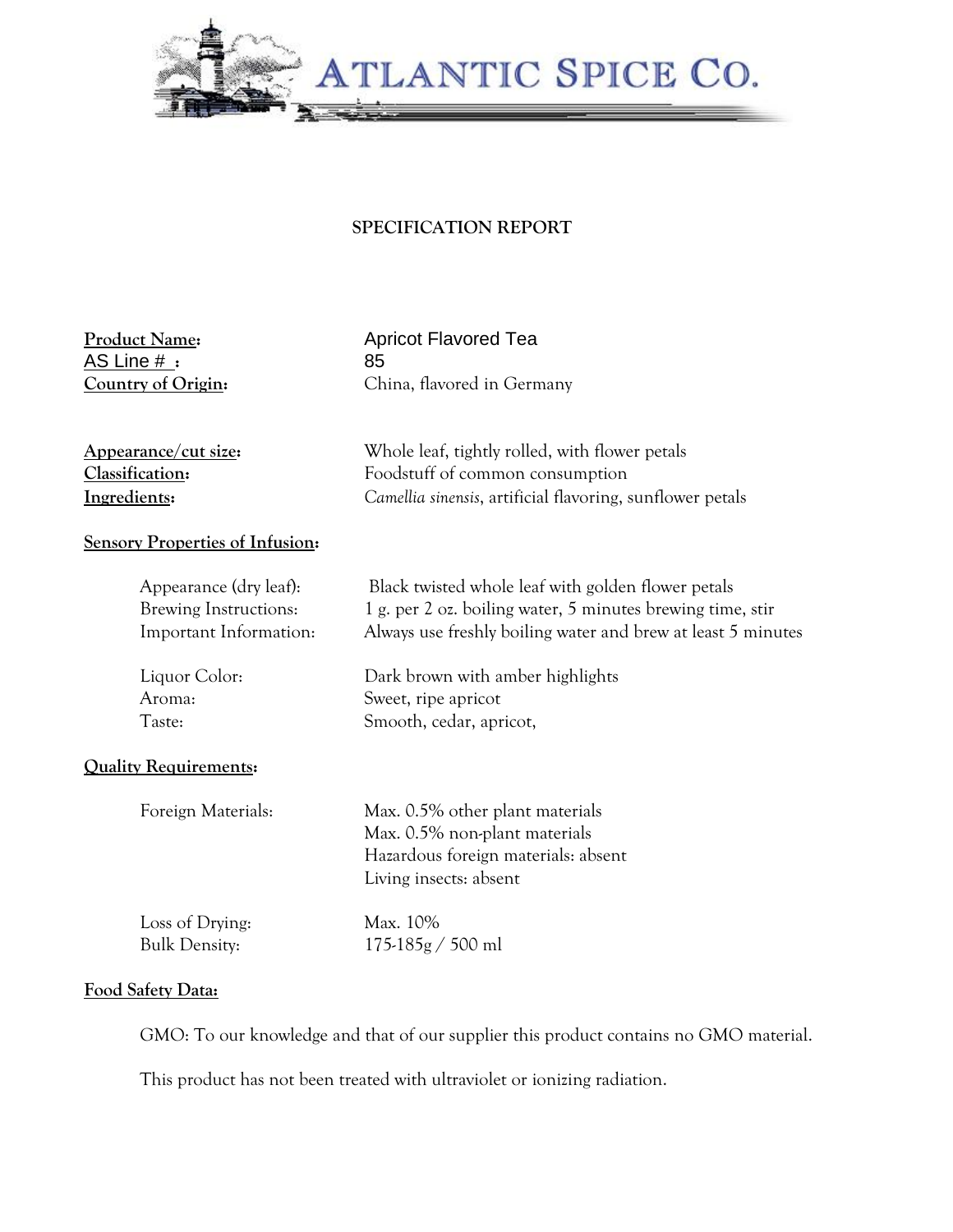# ATLANTIC SPICE CO.

## SPECIFICATION REPORT

**Product Name:** Apricot Flavored Tea
**AS Line # :** 85
**Country of Origin:** China, flavored in Germany

**Appearance/cut size:** Whole leaf, tightly rolled, with flower petals
**Classification:** Foodstuff of common consumption
**Ingredients:** *Camellia sinensis*, artificial flavoring, sunflower petals

**Sensory Properties of Infusion:**

| | |
|---|---|
| Appearance (dry leaf): | Black twisted whole leaf with golden flower petals |
| Brewing Instructions: | 1 g. per 2 oz. boiling water, 5 minutes brewing time, stir |
| Important Information: | Always use freshly boiling water and brew at least 5 minutes |
| Liquor Color: | Dark brown with amber highlights |
| Aroma: | Sweet, ripe apricot |
| Taste: | Smooth, cedar, apricot, |

**Quality Requirements:**

| | |
|---|---|
| Foreign Materials: | Max. 0.5% other plant materials<br>Max. 0.5% non-plant materials<br>Hazardous foreign materials: absent<br>Living insects: absent |
| Loss of Drying: | Max. 10% |
| Bulk Density: | 175-185g / 500 ml |

**Food Safety Data:**

GMO: To our knowledge and that of our supplier this product contains no GMO material.

This product has not been treated with ultraviolet or ionizing radiation.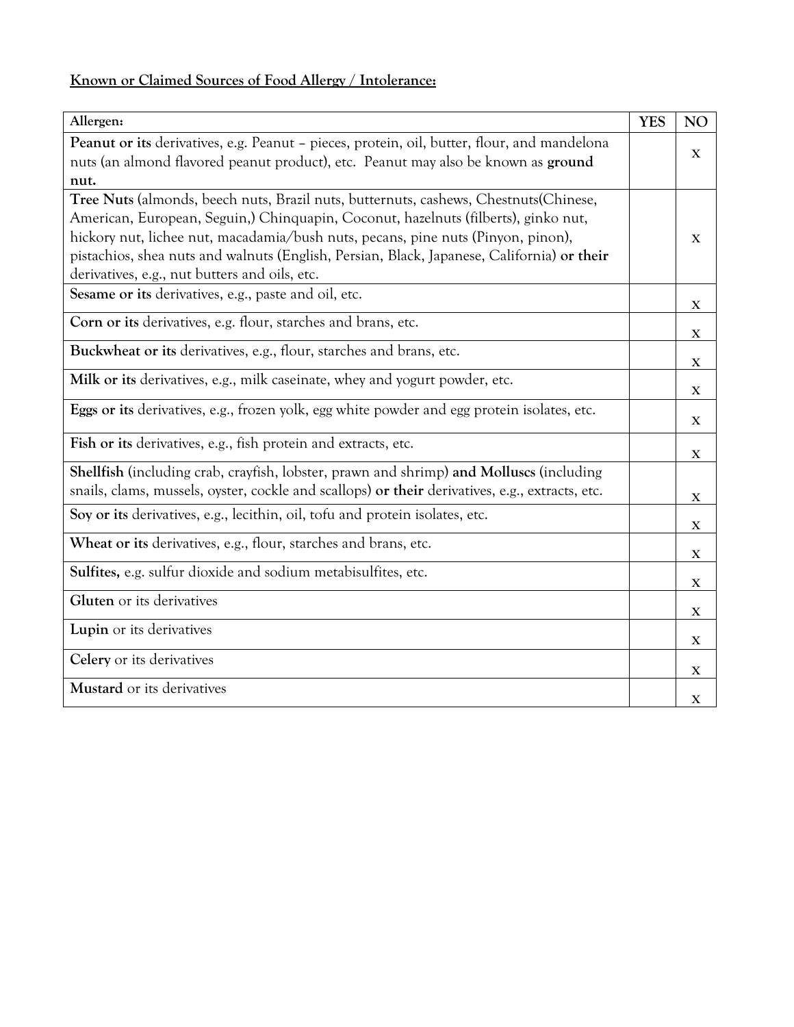**<u>Known or Claimed Sources of Food Allergy / Intolerance:</u>**

| Allergen: | YES | NO |
|---|---|---|
| **Peanut or its** derivatives, e.g. Peanut – pieces, protein, oil, butter, flour, and mandelona nuts (an almond flavored peanut product), etc. Peanut may also be known as **ground nut.** | | X |
| **Tree Nuts** (almonds, beech nuts, Brazil nuts, butternuts, cashews, Chestnuts(Chinese, American, European, Seguin,) Chinquapin, Coconut, hazelnuts (filberts), ginko nut, hickory nut, lichee nut, macadamia/bush nuts, pecans, pine nuts (Pinyon, pinon), pistachios, shea nuts and walnuts (English, Persian, Black, Japanese, California) **or their** derivatives, e.g., nut butters and oils, etc. | | X |
| **Sesame or its** derivatives, e.g., paste and oil, etc. | | X |
| **Corn or its** derivatives, e.g. flour, starches and brans, etc. | | X |
| **Buckwheat or its** derivatives, e.g., flour, starches and brans, etc. | | X |
| **Milk or its** derivatives, e.g., milk caseinate, whey and yogurt powder, etc. | | X |
| **Eggs or its** derivatives, e.g., frozen yolk, egg white powder and egg protein isolates, etc. | | X |
| **Fish or its** derivatives, e.g., fish protein and extracts, etc. | | X |
| **Shellfish** (including crab, crayfish, lobster, prawn and shrimp) **and Molluscs** (including snails, clams, mussels, oyster, cockle and scallops) **or their** derivatives, e.g., extracts, etc. | | X |
| **Soy or its** derivatives, e.g., lecithin, oil, tofu and protein isolates, etc. | | X |
| **Wheat or its** derivatives, e.g., flour, starches and brans, etc. | | X |
| **Sulfites,** e.g. sulfur dioxide and sodium metabisulfites, etc. | | X |
| **Gluten** or its derivatives | | X |
| **Lupin** or its derivatives | | X |
| **Celery** or its derivatives | | X |
| **Mustard** or its derivatives | | X |